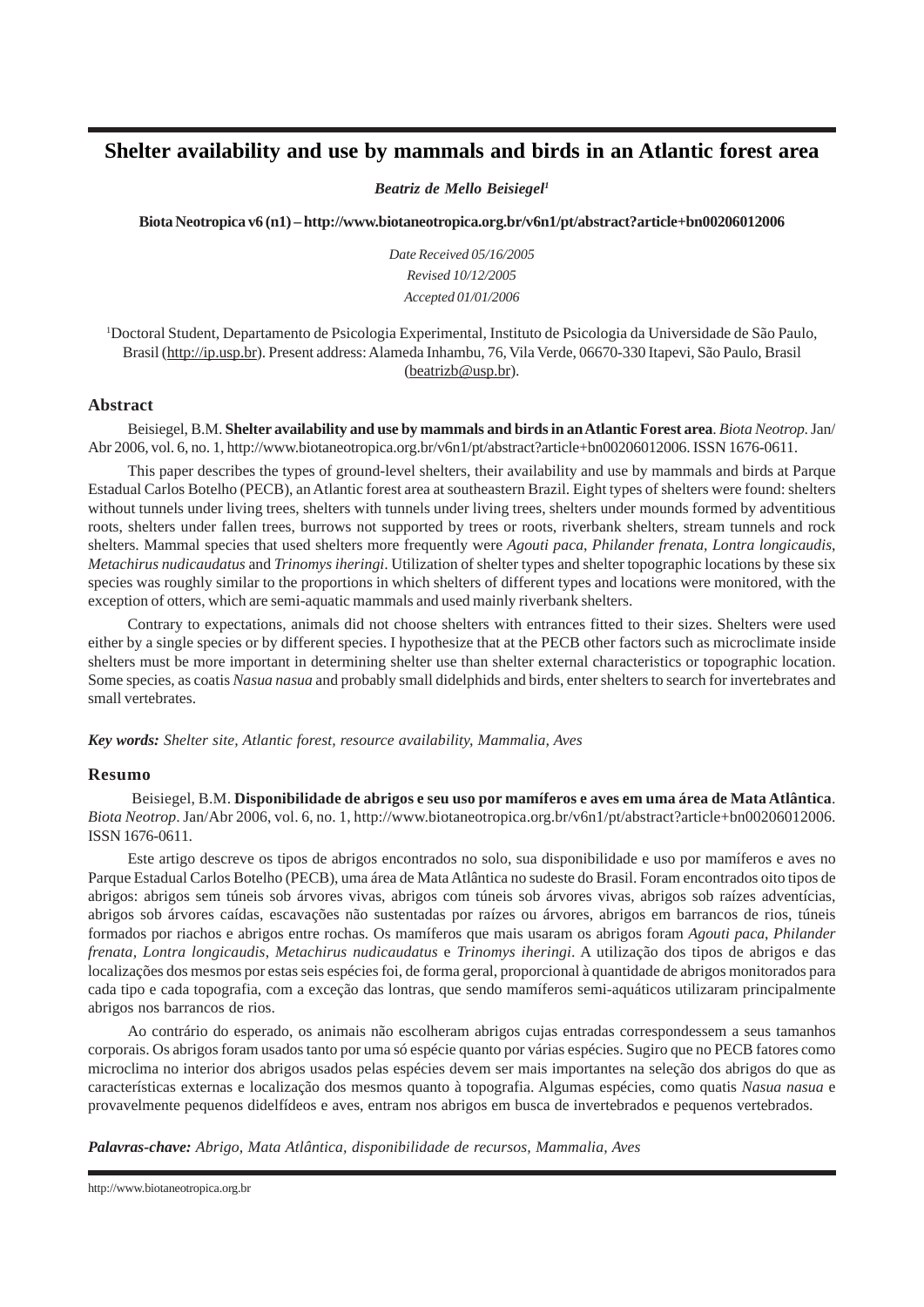# Shelter availability and use by mammals and birds in an Atlantic forest area

***Beatriz de Mello Beisiegel*[1]**

**Biota Neotropica v6 (n1) – http://www.biotaneotropica.org.br/v6n1/pt/abstract?article+bn00206012006**

*Date Received 05/16/2005*
*Revised 10/12/2005*
*Accepted 01/01/2006*

[1]Doctoral Student, Departamento de Psicologia Experimental, Instituto de Psicologia da Universidade de São Paulo, Brasil (http://ip.usp.br). Present address: Alameda Inhambu, 76, Vila Verde, 06670-330 Itapevi, São Paulo, Brasil (beatrizb@usp.br).

## Abstract

Beisiegel, B.M. **Shelter availability and use by mammals and birds in an Atlantic Forest area**. *Biota Neotrop.* Jan/Abr 2006, vol. 6, no. 1, http://www.biotaneotropica.org.br/v6n1/pt/abstract?article+bn00206012006. ISSN 1676-0611.

This paper describes the types of ground-level shelters, their availability and use by mammals and birds at Parque Estadual Carlos Botelho (PECB), an Atlantic forest area at southeastern Brazil. Eight types of shelters were found: shelters without tunnels under living trees, shelters with tunnels under living trees, shelters under mounds formed by adventitious roots, shelters under fallen trees, burrows not supported by trees or roots, riverbank shelters, stream tunnels and rock shelters. Mammal species that used shelters more frequently were *Agouti paca*, *Philander frenata*, *Lontra longicaudis*, *Metachirus nudicaudatus* and *Trinomys iheringi*. Utilization of shelter types and shelter topographic locations by these six species was roughly similar to the proportions in which shelters of different types and locations were monitored, with the exception of otters, which are semi-aquatic mammals and used mainly riverbank shelters.

Contrary to expectations, animals did not choose shelters with entrances fitted to their sizes. Shelters were used either by a single species or by different species. I hypothesize that at the PECB other factors such as microclimate inside shelters must be more important in determining shelter use than shelter external characteristics or topographic location. Some species, as coatis *Nasua nasua* and probably small didelphids and birds, enter shelters to search for invertebrates and small vertebrates.

***Key words:** Shelter site, Atlantic forest, resource availability, Mammalia, Aves*

## Resumo

Beisiegel, B.M. **Disponibilidade de abrigos e seu uso por mamíferos e aves em uma área de Mata Atlântica**. *Biota Neotrop*. Jan/Abr 2006, vol. 6, no. 1, http://www.biotaneotropica.org.br/v6n1/pt/abstract?article+bn00206012006. ISSN 1676-0611.

Este artigo descreve os tipos de abrigos encontrados no solo, sua disponibilidade e uso por mamíferos e aves no Parque Estadual Carlos Botelho (PECB), uma área de Mata Atlântica no sudeste do Brasil. Foram encontrados oito tipos de abrigos: abrigos sem túneis sob árvores vivas, abrigos com túneis sob árvores vivas, abrigos sob raízes adventícias, abrigos sob árvores caídas, escavações não sustentadas por raízes ou árvores, abrigos em barrancos de rios, túneis formados por riachos e abrigos entre rochas. Os mamíferos que mais usaram os abrigos foram *Agouti paca*, *Philander frenata*, *Lontra longicaudis*, *Metachirus nudicaudatus* e *Trinomys iheringi*. A utilização dos tipos de abrigos e das localizações dos mesmos por estas seis espécies foi, de forma geral, proporcional à quantidade de abrigos monitorados para cada tipo e cada topografia, com a exceção das lontras, que sendo mamíferos semi-aquáticos utilizaram principalmente abrigos nos barrancos de rios.

Ao contrário do esperado, os animais não escolheram abrigos cujas entradas correspondessem a seus tamanhos corporais. Os abrigos foram usados tanto por uma só espécie quanto por várias espécies. Sugiro que no PECB fatores como microclima no interior dos abrigos usados pelas espécies devem ser mais importantes na seleção dos abrigos do que as características externas e localização dos mesmos quanto à topografia. Algumas espécies, como quatis *Nasua nasua* e provavelmente pequenos didelfídeos e aves, entram nos abrigos em busca de invertebrados e pequenos vertebrados.

***Palavras-chave:** Abrigo, Mata Atlântica, disponibilidade de recursos, Mammalia, Aves*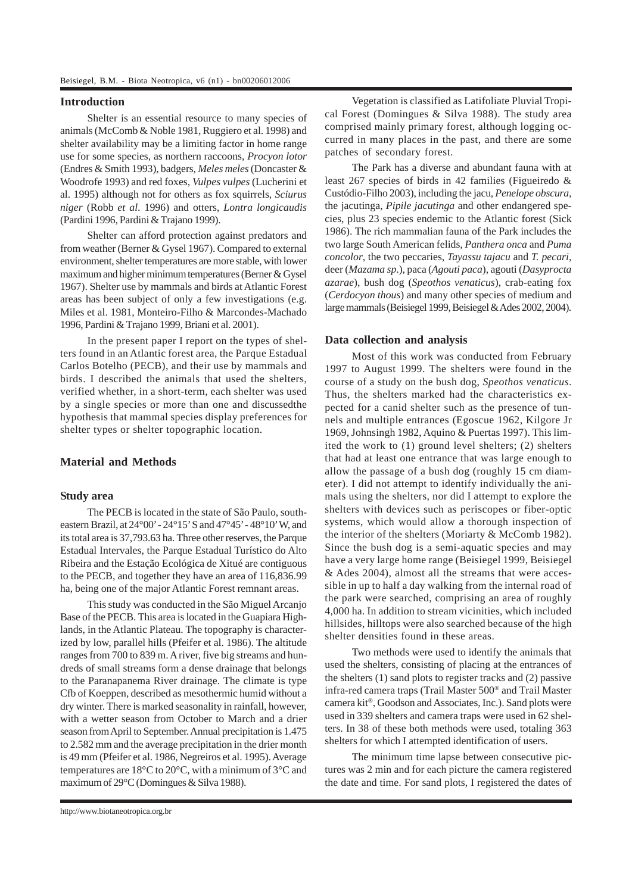## Introduction

Shelter is an essential resource to many species of animals (McComb & Noble 1981, Ruggiero et al. 1998) and shelter availability may be a limiting factor in home range use for some species, as northern raccoons, *Procyon lotor* (Endres & Smith 1993), badgers, *Meles meles* (Doncaster & Woodrofe 1993) and red foxes, *Vulpes vulpes* (Lucherini et al. 1995) although not for others as fox squirrels, *Sciurus niger* (Robb *et al.* 1996) and otters, *Lontra longicaudis* (Pardini 1996, Pardini & Trajano 1999).

Shelter can afford protection against predators and from weather (Berner & Gysel 1967). Compared to external environment, shelter temperatures are more stable, with lower maximum and higher minimum temperatures (Berner & Gysel 1967). Shelter use by mammals and birds at Atlantic Forest areas has been subject of only a few investigations (e.g. Miles et al. 1981, Monteiro-Filho & Marcondes-Machado 1996, Pardini & Trajano 1999, Briani et al. 2001).

In the present paper I report on the types of shelters found in an Atlantic forest area, the Parque Estadual Carlos Botelho (PECB), and their use by mammals and birds. I described the animals that used the shelters, verified whether, in a short-term, each shelter was used by a single species or more than one and discussedthe hypothesis that mammal species display preferences for shelter types or shelter topographic location.

## Material and Methods

### Study area

The PECB is located in the state of São Paulo, southeastern Brazil, at 24°00' - 24°15' S and 47°45' - 48°10' W, and its total area is 37,793.63 ha. Three other reserves, the Parque Estadual Intervales, the Parque Estadual Turístico do Alto Ribeira and the Estação Ecológica de Xitué are contiguous to the PECB, and together they have an area of 116,836.99 ha, being one of the major Atlantic Forest remnant areas.

This study was conducted in the São Miguel Arcanjo Base of the PECB. This area is located in the Guapiara Highlands, in the Atlantic Plateau. The topography is characterized by low, parallel hills (Pfeifer et al. 1986). The altitude ranges from 700 to 839 m. A river, five big streams and hundreds of small streams form a dense drainage that belongs to the Paranapanema River drainage. The climate is type Cfb of Koeppen, described as mesothermic humid without a dry winter. There is marked seasonality in rainfall, however, with a wetter season from October to March and a drier season from April to September. Annual precipitation is 1.475 to 2.582 mm and the average precipitation in the drier month is 49 mm (Pfeifer et al. 1986, Negreiros et al. 1995). Average temperatures are 18°C to 20°C, with a minimum of 3°C and maximum of 29°C (Domingues & Silva 1988).

Vegetation is classified as Latifoliate Pluvial Tropical Forest (Domingues & Silva 1988). The study area comprised mainly primary forest, although logging occurred in many places in the past, and there are some patches of secondary forest.

The Park has a diverse and abundant fauna with at least 267 species of birds in 42 families (Figueiredo & Custódio-Filho 2003), including the jacu, *Penelope obscura*, the jacutinga, *Pipile jacutinga* and other endangered species, plus 23 species endemic to the Atlantic forest (Sick 1986). The rich mammalian fauna of the Park includes the two large South American felids, *Panthera onca* and *Puma concolor*, the two peccaries, *Tayassu tajacu* and *T. pecari*, deer (*Mazama sp*.), paca (*Agouti paca*), agouti (*Dasyprocta azarae*), bush dog (*Speothos venaticus*), crab-eating fox (*Cerdocyon thous*) and many other species of medium and large mammals (Beisiegel 1999, Beisiegel & Ades 2002, 2004).

### Data collection and analysis

Most of this work was conducted from February 1997 to August 1999. The shelters were found in the course of a study on the bush dog, *Speothos venaticus*. Thus, the shelters marked had the characteristics expected for a canid shelter such as the presence of tunnels and multiple entrances (Egoscue 1962, Kilgore Jr 1969, Johnsingh 1982, Aquino & Puertas 1997). This limited the work to (1) ground level shelters; (2) shelters that had at least one entrance that was large enough to allow the passage of a bush dog (roughly 15 cm diameter). I did not attempt to identify individually the animals using the shelters, nor did I attempt to explore the shelters with devices such as periscopes or fiber-optic systems, which would allow a thorough inspection of the interior of the shelters (Moriarty & McComb 1982). Since the bush dog is a semi-aquatic species and may have a very large home range (Beisiegel 1999, Beisiegel & Ades 2004), almost all the streams that were accessible in up to half a day walking from the internal road of the park were searched, comprising an area of roughly 4,000 ha. In addition to stream vicinities, which included hillsides, hilltops were also searched because of the high shelter densities found in these areas.

Two methods were used to identify the animals that used the shelters, consisting of placing at the entrances of the shelters (1) sand plots to register tracks and (2) passive infra-red camera traps (Trail Master 500® and Trail Master camera kit®, Goodson and Associates, Inc.). Sand plots were used in 339 shelters and camera traps were used in 62 shelters. In 38 of these both methods were used, totaling 363 shelters for which I attempted identification of users.

The minimum time lapse between consecutive pictures was 2 min and for each picture the camera registered the date and time. For sand plots, I registered the dates of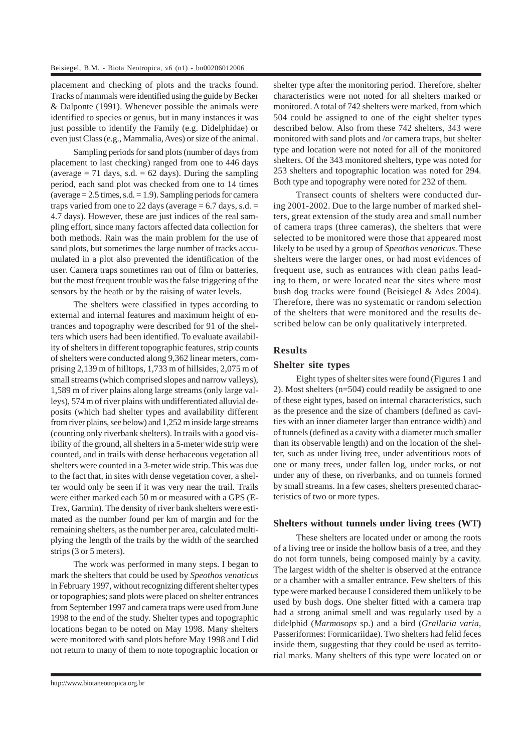placement and checking of plots and the tracks found. Tracks of mammals were identified using the guide by Becker & Dalponte (1991). Whenever possible the animals were identified to species or genus, but in many instances it was just possible to identify the Family (e.g. Didelphidae) or even just Class (e.g., Mammalia, Aves) or size of the animal.

Sampling periods for sand plots (number of days from placement to last checking) ranged from one to 446 days (average = 71 days, s.d. = 62 days). During the sampling period, each sand plot was checked from one to 14 times (average = 2.5 times, s.d. = 1.9). Sampling periods for camera traps varied from one to 22 days (average = 6.7 days, s.d. = 4.7 days). However, these are just indices of the real sampling effort, since many factors affected data collection for both methods. Rain was the main problem for the use of sand plots, but sometimes the large number of tracks accumulated in a plot also prevented the identification of the user. Camera traps sometimes ran out of film or batteries, but the most frequent trouble was the false triggering of the sensors by the heath or by the raising of water levels.

The shelters were classified in types according to external and internal features and maximum height of entrances and topography were described for 91 of the shelters which users had been identified. To evaluate availability of shelters in different topographic features, strip counts of shelters were conducted along 9,362 linear meters, comprising 2,139 m of hilltops, 1,733 m of hillsides, 2,075 m of small streams (which comprised slopes and narrow valleys), 1,589 m of river plains along large streams (only large valleys), 574 m of river plains with undifferentiated alluvial deposits (which had shelter types and availability different from river plains, see below) and 1,252 m inside large streams (counting only riverbank shelters). In trails with a good visibility of the ground, all shelters in a 5-meter wide strip were counted, and in trails with dense herbaceous vegetation all shelters were counted in a 3-meter wide strip. This was due to the fact that, in sites with dense vegetation cover, a shelter would only be seen if it was very near the trail. Trails were either marked each 50 m or measured with a GPS (E-Trex, Garmin). The density of river bank shelters were estimated as the number found per km of margin and for the remaining shelters, as the number per area, calculated multiplying the length of the trails by the width of the searched strips (3 or 5 meters).

The work was performed in many steps. I began to mark the shelters that could be used by *Speothos venaticus* in February 1997, without recognizing different shelter types or topographies; sand plots were placed on shelter entrances from September 1997 and camera traps were used from June 1998 to the end of the study. Shelter types and topographic locations began to be noted on May 1998. Many shelters were monitored with sand plots before May 1998 and I did not return to many of them to note topographic location or shelter type after the monitoring period. Therefore, shelter characteristics were not noted for all shelters marked or monitored. A total of 742 shelters were marked, from which 504 could be assigned to one of the eight shelter types described below. Also from these 742 shelters, 343 were monitored with sand plots and /or camera traps, but shelter type and location were not noted for all of the monitored shelters. Of the 343 monitored shelters, type was noted for 253 shelters and topographic location was noted for 294. Both type and topography were noted for 232 of them.

Transect counts of shelters were conducted during 2001-2002. Due to the large number of marked shelters, great extension of the study area and small number of camera traps (three cameras), the shelters that were selected to be monitored were those that appeared most likely to be used by a group of *Speothos venaticus*. These shelters were the larger ones, or had most evidences of frequent use, such as entrances with clean paths leading to them, or were located near the sites where most bush dog tracks were found (Beisiegel & Ades 2004). Therefore, there was no systematic or random selection of the shelters that were monitored and the results described below can be only qualitatively interpreted.

## Results

### Shelter site types

Eight types of shelter sites were found (Figures 1 and 2). Most shelters (n=504) could readily be assigned to one of these eight types, based on internal characteristics, such as the presence and the size of chambers (defined as cavities with an inner diameter larger than entrance width) and of tunnels (defined as a cavity with a diameter much smaller than its observable length) and on the location of the shelter, such as under living tree, under adventitious roots of one or many trees, under fallen log, under rocks, or not under any of these, on riverbanks, and on tunnels formed by small streams. In a few cases, shelters presented characteristics of two or more types.

### Shelters without tunnels under living trees (WT)

These shelters are located under or among the roots of a living tree or inside the hollow basis of a tree, and they do not form tunnels, being composed mainly by a cavity. The largest width of the shelter is observed at the entrance or a chamber with a smaller entrance. Few shelters of this type were marked because I considered them unlikely to be used by bush dogs. One shelter fitted with a camera trap had a strong animal smell and was regularly used by a didelphid (*Marmosops* sp.) and a bird (*Grallaria varia*, Passeriformes: Formicariidae). Two shelters had felid feces inside them, suggesting that they could be used as territorial marks. Many shelters of this type were located on or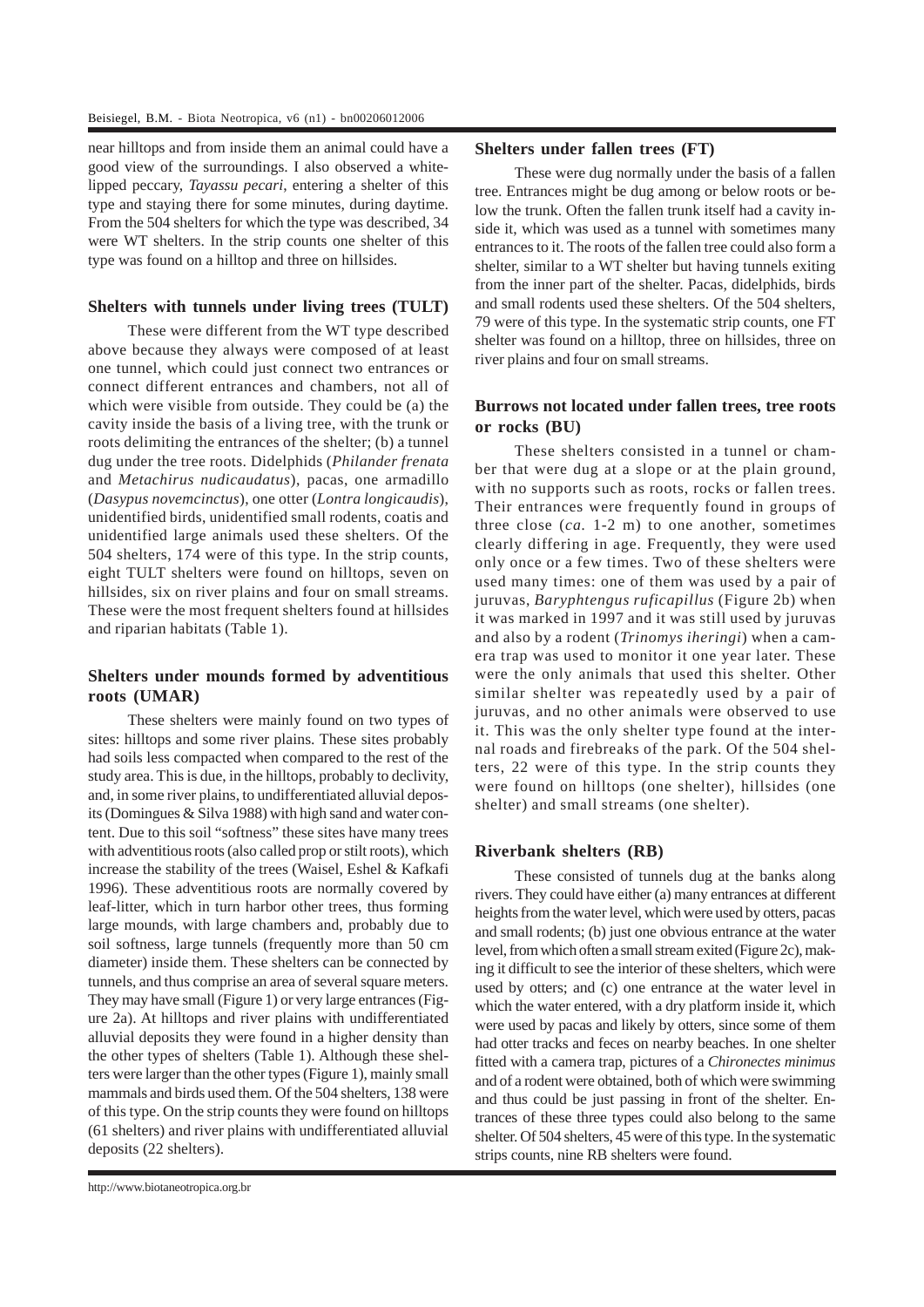near hilltops and from inside them an animal could have a good view of the surroundings. I also observed a white-lipped peccary, *Tayassu pecari*, entering a shelter of this type and staying there for some minutes, during daytime. From the 504 shelters for which the type was described, 34 were WT shelters. In the strip counts one shelter of this type was found on a hilltop and three on hillsides.

## Shelters with tunnels under living trees (TULT)

These were different from the WT type described above because they always were composed of at least one tunnel, which could just connect two entrances or connect different entrances and chambers, not all of which were visible from outside. They could be (a) the cavity inside the basis of a living tree, with the trunk or roots delimiting the entrances of the shelter; (b) a tunnel dug under the tree roots. Didelphids (*Philander frenata* and *Metachirus nudicaudatus*), pacas, one armadillo (*Dasypus novemcinctus*), one otter (*Lontra longicaudis*), unidentified birds, unidentified small rodents, coatis and unidentified large animals used these shelters. Of the 504 shelters, 174 were of this type. In the strip counts, eight TULT shelters were found on hilltops, seven on hillsides, six on river plains and four on small streams. These were the most frequent shelters found at hillsides and riparian habitats (Table 1).

## Shelters under mounds formed by adventitious roots (UMAR)

These shelters were mainly found on two types of sites: hilltops and some river plains. These sites probably had soils less compacted when compared to the rest of the study area. This is due, in the hilltops, probably to declivity, and, in some river plains, to undifferentiated alluvial deposits (Domingues & Silva 1988) with high sand and water content. Due to this soil "softness" these sites have many trees with adventitious roots (also called prop or stilt roots), which increase the stability of the trees (Waisel, Eshel & Kafkafi 1996). These adventitious roots are normally covered by leaf-litter, which in turn harbor other trees, thus forming large mounds, with large chambers and, probably due to soil softness, large tunnels (frequently more than 50 cm diameter) inside them. These shelters can be connected by tunnels, and thus comprise an area of several square meters. They may have small (Figure 1) or very large entrances (Figure 2a). At hilltops and river plains with undifferentiated alluvial deposits they were found in a higher density than the other types of shelters (Table 1). Although these shelters were larger than the other types (Figure 1), mainly small mammals and birds used them. Of the 504 shelters, 138 were of this type. On the strip counts they were found on hilltops (61 shelters) and river plains with undifferentiated alluvial deposits (22 shelters).

## Shelters under fallen trees (FT)

These were dug normally under the basis of a fallen tree. Entrances might be dug among or below roots or below the trunk. Often the fallen trunk itself had a cavity inside it, which was used as a tunnel with sometimes many entrances to it. The roots of the fallen tree could also form a shelter, similar to a WT shelter but having tunnels exiting from the inner part of the shelter. Pacas, didelphids, birds and small rodents used these shelters. Of the 504 shelters, 79 were of this type. In the systematic strip counts, one FT shelter was found on a hilltop, three on hillsides, three on river plains and four on small streams.

## Burrows not located under fallen trees, tree roots or rocks (BU)

These shelters consisted in a tunnel or chamber that were dug at a slope or at the plain ground, with no supports such as roots, rocks or fallen trees. Their entrances were frequently found in groups of three close (*ca.* 1-2 m) to one another, sometimes clearly differing in age. Frequently, they were used only once or a few times. Two of these shelters were used many times: one of them was used by a pair of juruvas, *Baryphtengus ruficapillus* (Figure 2b) when it was marked in 1997 and it was still used by juruvas and also by a rodent (*Trinomys iheringi*) when a camera trap was used to monitor it one year later. These were the only animals that used this shelter. Other similar shelter was repeatedly used by a pair of juruvas, and no other animals were observed to use it. This was the only shelter type found at the internal roads and firebreaks of the park. Of the 504 shelters, 22 were of this type. In the strip counts they were found on hilltops (one shelter), hillsides (one shelter) and small streams (one shelter).

## Riverbank shelters (RB)

These consisted of tunnels dug at the banks along rivers. They could have either (a) many entrances at different heights from the water level, which were used by otters, pacas and small rodents; (b) just one obvious entrance at the water level, from which often a small stream exited (Figure 2c), making it difficult to see the interior of these shelters, which were used by otters; and (c) one entrance at the water level in which the water entered, with a dry platform inside it, which were used by pacas and likely by otters, since some of them had otter tracks and feces on nearby beaches. In one shelter fitted with a camera trap, pictures of a *Chironectes minimus* and of a rodent were obtained, both of which were swimming and thus could be just passing in front of the shelter. Entrances of these three types could also belong to the same shelter. Of 504 shelters, 45 were of this type. In the systematic strips counts, nine RB shelters were found.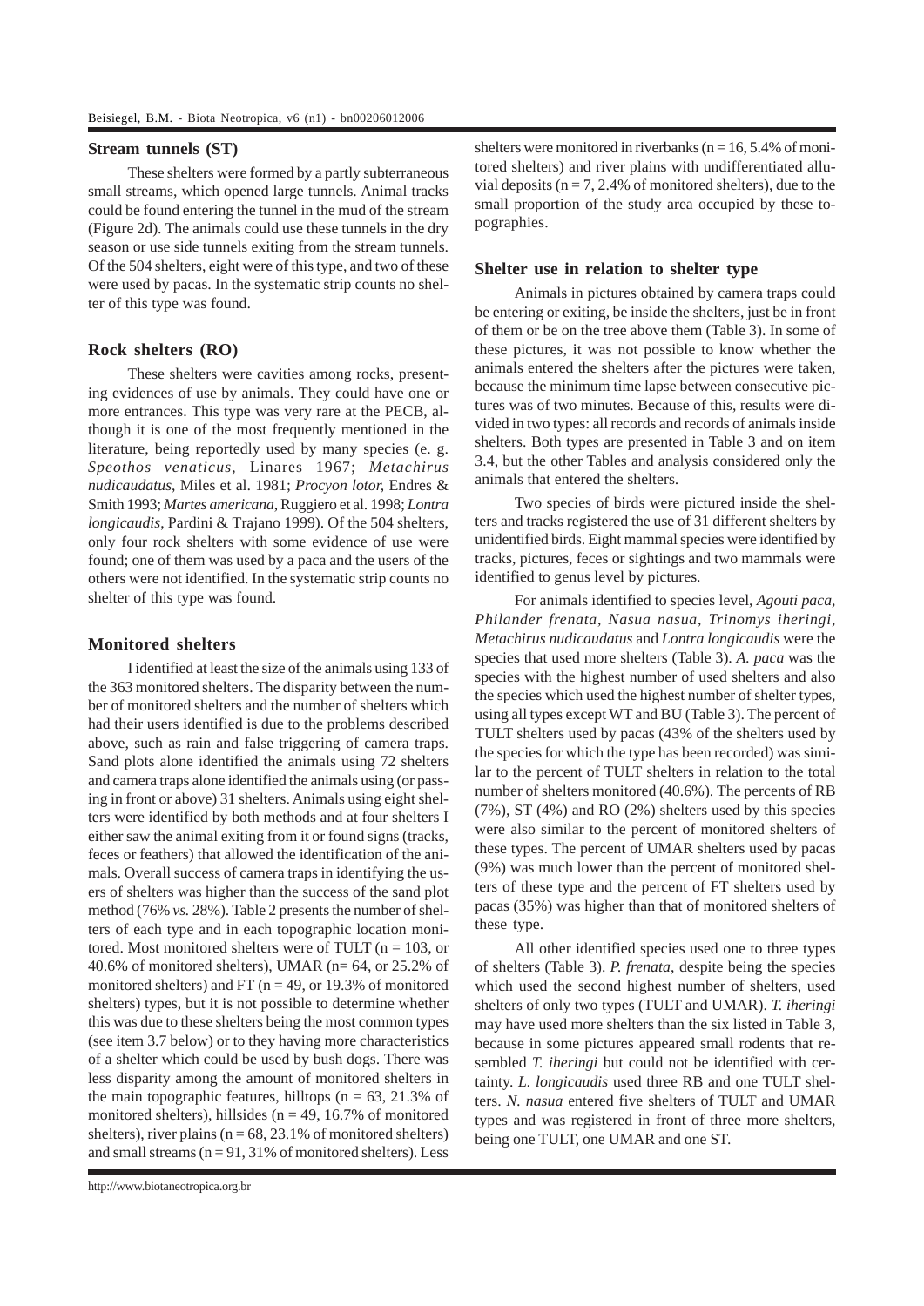### Stream tunnels (ST)

These shelters were formed by a partly subterraneous small streams, which opened large tunnels. Animal tracks could be found entering the tunnel in the mud of the stream (Figure 2d). The animals could use these tunnels in the dry season or use side tunnels exiting from the stream tunnels. Of the 504 shelters, eight were of this type, and two of these were used by pacas. In the systematic strip counts no shelter of this type was found.

### Rock shelters (RO)

These shelters were cavities among rocks, presenting evidences of use by animals. They could have one or more entrances. This type was very rare at the PECB, although it is one of the most frequently mentioned in the literature, being reportedly used by many species (e. g. *Speothos venaticus*, Linares 1967; *Metachirus nudicaudatus*, Miles et al. 1981; *Procyon lotor*, Endres & Smith 1993; *Martes americana*, Ruggiero et al. 1998; *Lontra longicaudis*, Pardini & Trajano 1999). Of the 504 shelters, only four rock shelters with some evidence of use were found; one of them was used by a paca and the users of the others were not identified. In the systematic strip counts no shelter of this type was found.

### Monitored shelters

I identified at least the size of the animals using 133 of the 363 monitored shelters. The disparity between the number of monitored shelters and the number of shelters which had their users identified is due to the problems described above, such as rain and false triggering of camera traps. Sand plots alone identified the animals using 72 shelters and camera traps alone identified the animals using (or passing in front or above) 31 shelters. Animals using eight shelters were identified by both methods and at four shelters I either saw the animal exiting from it or found signs (tracks, feces or feathers) that allowed the identification of the animals. Overall success of camera traps in identifying the users of shelters was higher than the success of the sand plot method (76% *vs.* 28%). Table 2 presents the number of shelters of each type and in each topographic location monitored. Most monitored shelters were of TULT (n = 103, or 40.6% of monitored shelters), UMAR (n= 64, or 25.2% of monitored shelters) and FT (n = 49, or 19.3% of monitored shelters) types, but it is not possible to determine whether this was due to these shelters being the most common types (see item 3.7 below) or to they having more characteristics of a shelter which could be used by bush dogs. There was less disparity among the amount of monitored shelters in the main topographic features, hilltops (n = 63, 21.3% of monitored shelters), hillsides (n = 49, 16.7% of monitored shelters), river plains (n = 68, 23.1% of monitored shelters) and small streams (n = 91, 31% of monitored shelters). Less shelters were monitored in riverbanks (n = 16, 5.4% of monitored shelters) and river plains with undifferentiated alluvial deposits (n = 7, 2.4% of monitored shelters), due to the small proportion of the study area occupied by these topographies.

### Shelter use in relation to shelter type

Animals in pictures obtained by camera traps could be entering or exiting, be inside the shelters, just be in front of them or be on the tree above them (Table 3). In some of these pictures, it was not possible to know whether the animals entered the shelters after the pictures were taken, because the minimum time lapse between consecutive pictures was of two minutes. Because of this, results were divided in two types: all records and records of animals inside shelters. Both types are presented in Table 3 and on item 3.4, but the other Tables and analysis considered only the animals that entered the shelters.

Two species of birds were pictured inside the shelters and tracks registered the use of 31 different shelters by unidentified birds. Eight mammal species were identified by tracks, pictures, feces or sightings and two mammals were identified to genus level by pictures.

For animals identified to species level, *Agouti paca*, *Philander frenata*, *Nasua nasua*, *Trinomys iheringi*, *Metachirus nudicaudatus* and *Lontra longicaudis* were the species that used more shelters (Table 3). *A. paca* was the species with the highest number of used shelters and also the species which used the highest number of shelter types, using all types except WT and BU (Table 3). The percent of TULT shelters used by pacas (43% of the shelters used by the species for which the type has been recorded) was similar to the percent of TULT shelters in relation to the total number of shelters monitored (40.6%). The percents of RB (7%), ST (4%) and RO (2%) shelters used by this species were also similar to the percent of monitored shelters of these types. The percent of UMAR shelters used by pacas (9%) was much lower than the percent of monitored shelters of these type and the percent of FT shelters used by pacas (35%) was higher than that of monitored shelters of these type.

All other identified species used one to three types of shelters (Table 3). *P. frenata*, despite being the species which used the second highest number of shelters, used shelters of only two types (TULT and UMAR). *T. iheringi* may have used more shelters than the six listed in Table 3, because in some pictures appeared small rodents that resembled *T. iheringi* but could not be identified with certainty. *L. longicaudis* used three RB and one TULT shelters. *N. nasua* entered five shelters of TULT and UMAR types and was registered in front of three more shelters, being one TULT, one UMAR and one ST.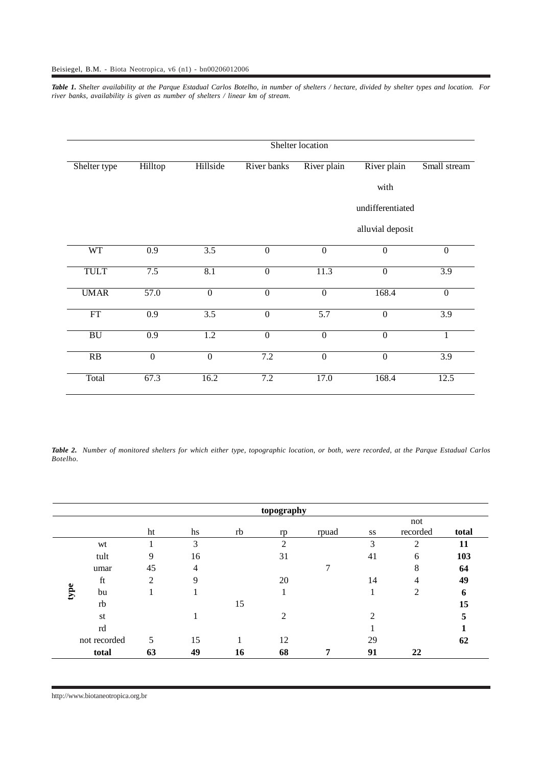*Table 1. Shelter availability at the Parque Estadual Carlos Botelho, in number of shelters / hectare, divided by shelter types and location. For river banks, availability is given as number of shelters / linear km of stream.*

| | Shelter location | | | | | |
|---|---|---|---|---|---|---|
| Shelter type | Hilltop | Hillside | River banks | River plain | River plain with undifferentiated alluvial deposit | Small stream |
| WT | 0.9 | 3.5 | 0 | 0 | 0 | 0 |
| TULT | 7.5 | 8.1 | 0 | 11.3 | 0 | 3.9 |
| UMAR | 57.0 | 0 | 0 | 0 | 168.4 | 0 |
| FT | 0.9 | 3.5 | 0 | 5.7 | 0 | 3.9 |
| BU | 0.9 | 1.2 | 0 | 0 | 0 | 1 |
| RB | 0 | 0 | 7.2 | 0 | 0 | 3.9 |
| Total | 67.3 | 16.2 | 7.2 | 17.0 | 168.4 | 12.5 |

*Table 2. Number of monitored shelters for which either type, topographic location, or both, were recorded, at the Parque Estadual Carlos Botelho.*

| | | **topography** | | | | | | | |
|---|---|---|---|---|---|---|---|---|---|
| | | ht | hs | rb | rp | rpuad | ss | not recorded | **total** |
| **type** | wt | 1 | 3 | | 2 | | 3 | 2 | **11** |
| | tult | 9 | 16 | | 31 | | 41 | 6 | **103** |
| | umar | 45 | 4 | | | 7 | | 8 | **64** |
| | ft | 2 | 9 | | 20 | | 14 | 4 | **49** |
| | bu | 1 | 1 | | 1 | | 1 | 2 | **6** |
| | rb | | | 15 | | | | | **15** |
| | st | | 1 | | 2 | | 2 | | **5** |
| | rd | | | | | | 1 | | **1** |
| | not recorded | 5 | 15 | 1 | 12 | | 29 | | **62** |
| | **total** | **63** | **49** | **16** | **68** | **7** | **91** | **22** | |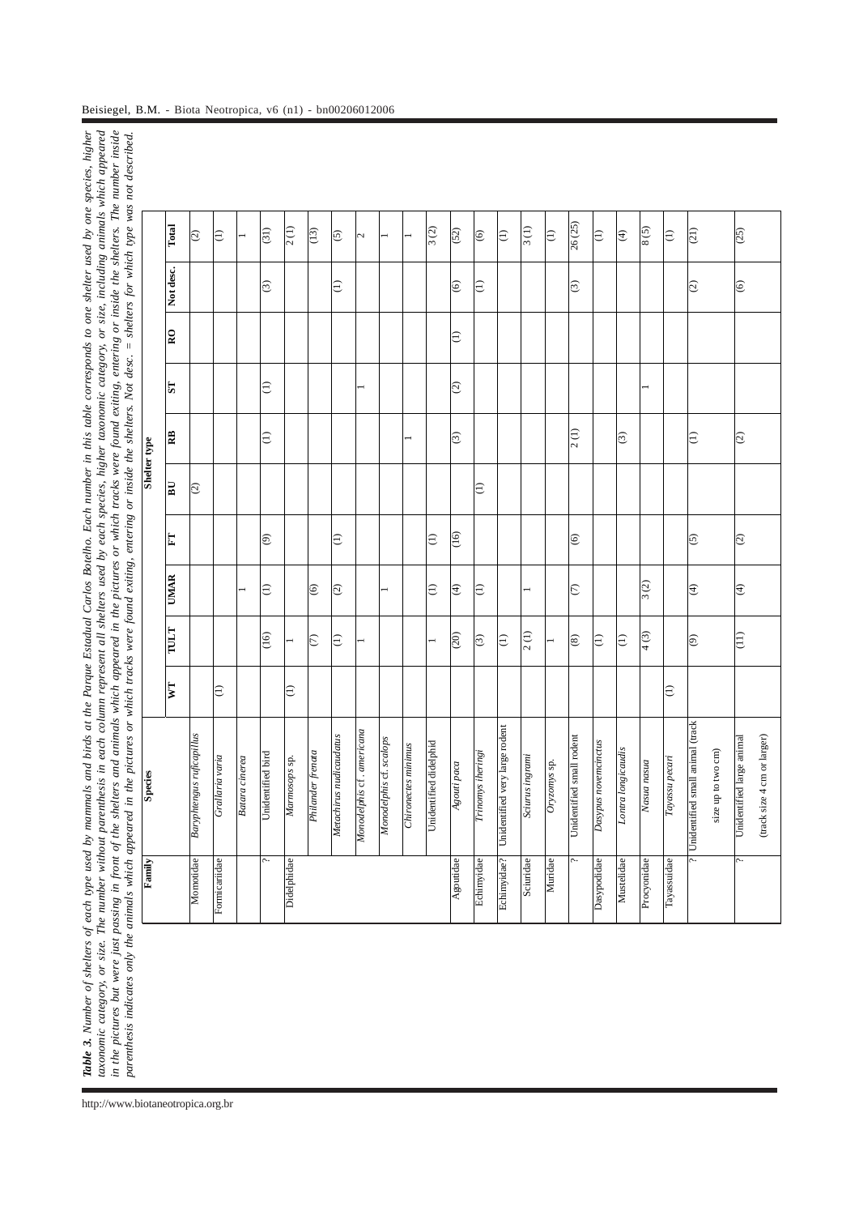**Table 3.** *Number of shelters of each type used by mammals and birds at the Parque Estadual Carlos Botelho. Each number in this table corresponds to one shelter used by one species, higher taxonomic category, or size. The number without parenthesis in each column represent all shelters used by each species, higher taxonomic category, or size, including animals which appeared in the pictures but were just passing in front of the shelters and animals which appeared in the pictures or which tracks were found exiting, entering or inside the shelters. The number inside parenthesis indicates only the animals which appeared in the pictures or which tracks were found exiting, entering or inside the shelters. Not desc. = shelters for which type was not described.*

| Family | Species | Shelter type | | | | | | | | | |
|---|---|---|---|---|---|---|---|---|---|---|---|
| | | WT | TULT | UMAR | FT | BU | RB | ST | RO | Not desc. | Total |
| Momotidae | *Baryphthengus ruficapillus* | | | | | (2) | | | | | (2) |
| Formicariidae | *Grallaria varia* | (1) | | | | | | | | | (1) |
| | *Batara cinerea* | | | 1 | | | | | | | 1 |
| ? | Unidentified bird | | (16) | (1) | (9) | | (1) | (1) | | (3) | (31) |
| Didelphidae | *Marmosops* sp. | (1) | 1 | | | | | | | | 2 (1) |
| | *Philander frenata* | | (7) | (6) | | | | | | | (13) |
| | *Metachirus nudicaudatus* | | (1) | (2) | (1) | | | | | (1) | (5) |
| | *Monodelphis* cf. *americana* | | 1 | | | | | 1 | | | 2 |
| | *Monodelphis* cf. *scalops* | | | 1 | | | | | | | 1 |
| | *Chironectes minimus* | | | | | | 1 | | | | 1 |
| | Unidentified didelphid | | 1 | (1) | (1) | | | | | | 3 (2) |
| Agoutidae | *Agouti paca* | | (20) | (4) | (16) | | (3) | (2) | (1) | (6) | (52) |
| Echimyidae | *Trinomys iheringi* | | (3) | (1) | | (1) | | | | (1) | (6) |
| Echimyidae? | Unidentified very large rodent | | (1) | | | | | | | | (1) |
| Sciuridae | *Sciurus ingrami* | | 2 (1) | 1 | | | | | | | 3 (1) |
| Muridae | *Oryzomys* sp. | | 1 | | | | | | | | (1) |
| ? | Unidentified small rodent | | (8) | (7) | (6) | | 2 (1) | | | (3) | 26 (25) |
| Dasypodidae | *Dasypus novemcinctus* | | (1) | | | | | | | | (1) |
| Mustelidae | *Lontra longicaudis* | | (1) | | | | (3) | | | | (4) |
| Procyonidae | *Nasua nasua* | | 4 (3) | 3 (2) | | | | 1 | | | 8 (5) |
| Tayassuidae | *Tayassu pecari* | (1) | | | | | | | | | (1) |
| ? | Unidentified small animal (track size up to two cm) | | (9) | (4) | (5) | | (1) | | | (2) | (21) |
| ? | Unidentified large animal (track size 4 cm or larger) | | (11) | (4) | (2) | | (2) | | | (6) | (25) |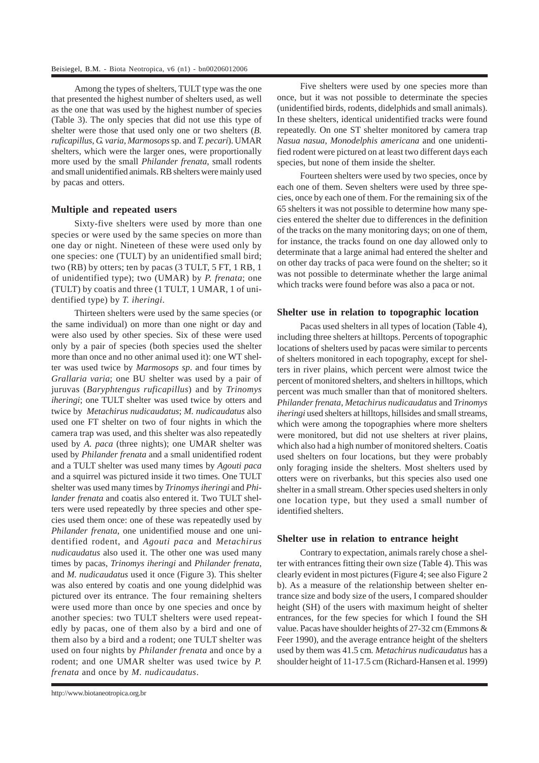Among the types of shelters, TULT type was the one that presented the highest number of shelters used, as well as the one that was used by the highest number of species (Table 3). The only species that did not use this type of shelter were those that used only one or two shelters (*B. ruficapillus, G. varia, Marmosops* sp. and *T. pecari*). UMAR shelters, which were the larger ones, were proportionally more used by the small *Philander frenata*, small rodents and small unidentified animals. RB shelters were mainly used by pacas and otters.

## Multiple and repeated users

Sixty-five shelters were used by more than one species or were used by the same species on more than one day or night. Nineteen of these were used only by one species: one (TULT) by an unidentified small bird; two (RB) by otters; ten by pacas (3 TULT, 5 FT, 1 RB, 1 of unidentified type); two (UMAR) by *P. frenata*; one (TULT) by coatis and three (1 TULT, 1 UMAR, 1 of unidentified type) by *T. iheringi*.

Thirteen shelters were used by the same species (or the same individual) on more than one night or day and were also used by other species. Six of these were used only by a pair of species (both species used the shelter more than once and no other animal used it): one WT shelter was used twice by *Marmosops sp*. and four times by *Grallaria varia*; one BU shelter was used by a pair of juruvas (*Baryphtengus ruficapillus*) and by *Trinomys iheringi*; one TULT shelter was used twice by otters and twice by *Metachirus nudicaudatus*; *M. nudicaudatus* also used one FT shelter on two of four nights in which the camera trap was used, and this shelter was also repeatedly used by *A. paca* (three nights); one UMAR shelter was used by *Philander frenata* and a small unidentified rodent and a TULT shelter was used many times by *Agouti paca* and a squirrel was pictured inside it two times. One TULT shelter was used many times by *Trinomys iheringi* and *Philander frenata* and coatis also entered it. Two TULT shelters were used repeatedly by three species and other species used them once: one of these was repeatedly used by *Philander frenata*, one unidentified mouse and one unidentified rodent, and *Agouti paca* and *Metachirus nudicaudatus* also used it. The other one was used many times by pacas, *Trinomys iheringi* and *Philander frenata*, and *M. nudicaudatus* used it once (Figure 3). This shelter was also entered by coatis and one young didelphid was pictured over its entrance. The four remaining shelters were used more than once by one species and once by another species: two TULT shelters were used repeatedly by pacas, one of them also by a bird and one of them also by a bird and a rodent; one TULT shelter was used on four nights by *Philander frenata* and once by a rodent; and one UMAR shelter was used twice by *P. frenata* and once by *M. nudicaudatus*.

Five shelters were used by one species more than once, but it was not possible to determinate the species (unidentified birds, rodents, didelphids and small animals). In these shelters, identical unidentified tracks were found repeatedly. On one ST shelter monitored by camera trap *Nasua nasua*, *Monodelphis americana* and one unidentified rodent were pictured on at least two different days each species, but none of them inside the shelter.

Fourteen shelters were used by two species, once by each one of them. Seven shelters were used by three species, once by each one of them. For the remaining six of the 65 shelters it was not possible to determine how many species entered the shelter due to differences in the definition of the tracks on the many monitoring days; on one of them, for instance, the tracks found on one day allowed only to determinate that a large animal had entered the shelter and on other day tracks of paca were found on the shelter; so it was not possible to determinate whether the large animal which tracks were found before was also a paca or not.

## Shelter use in relation to topographic location

Pacas used shelters in all types of location (Table 4), including three shelters at hilltops. Percents of topographic locations of shelters used by pacas were similar to percents of shelters monitored in each topography, except for shelters in river plains, which percent were almost twice the percent of monitored shelters, and shelters in hilltops, which percent was much smaller than that of monitored shelters. *Philander frenata*, *Metachirus nudicaudatus* and *Trinomys iheringi* used shelters at hilltops, hillsides and small streams, which were among the topographies where more shelters were monitored, but did not use shelters at river plains, which also had a high number of monitored shelters. Coatis used shelters on four locations, but they were probably only foraging inside the shelters. Most shelters used by otters were on riverbanks, but this species also used one shelter in a small stream. Other species used shelters in only one location type, but they used a small number of identified shelters.

## Shelter use in relation to entrance height

Contrary to expectation, animals rarely chose a shelter with entrances fitting their own size (Table 4). This was clearly evident in most pictures (Figure 4; see also Figure 2 b). As a measure of the relationship between shelter entrance size and body size of the users, I compared shoulder height (SH) of the users with maximum height of shelter entrances, for the few species for which I found the SH value. Pacas have shoulder heights of 27-32 cm (Emmons & Feer 1990), and the average entrance height of the shelters used by them was 41.5 cm. *Metachirus nudicaudatus* has a shoulder height of 11-17.5 cm (Richard-Hansen et al. 1999)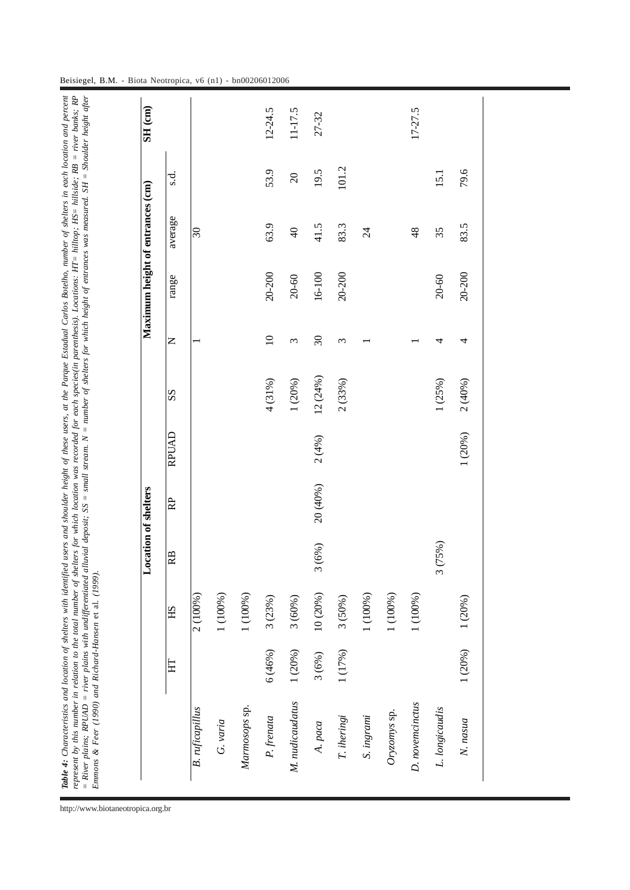***Table 4:*** *Characteristics and location of shelters with identified users and shoulder height of these users, at the Parque Estadual Carlos Botelho, number of shelters in each location and percent represent by this number in relation to the total number of shelters for which location was recorded for each species(in parenthesis). Locations: HT= hilltop; HS= hillside; RB = river banks; RP = River plains; RPUAD = river plains with undifferentiated alluvial deposit; SS = small stream. N = number of shelters for which height of entrances was measured. SH = Shoulder height after Emmons & Feer (1990) and Richard-Hansen* et al. *(1999).*

| | **Location of shelters** | | | | | | **Maximum height of entrances (cm)** | | | | **SH (cm)** |
|---|---|---|---|---|---|---|---|---|---|---|---|
| | HT | HS | RB | RP | RPUAD | SS | N | range | average | s.d. | |
| *B. ruficapillus* | | 2 (100%) | | | | | 1 | | 30 | | |
| *G. varia* | | 1 (100%) | | | | | | | | | |
| *Marmosops* sp. | | 1 (100%) | | | | | | | | | |
| *P. frenata* | 6 (46%) | 3 (23%) | | | | 4 (31%) | 10 | 20-200 | 63.9 | 53.9 | 12-24.5 |
| *M. nudicaudatus* | 1 (20%) | 3 (60%) | | | | 1 (20%) | 3 | 20-60 | 40 | 20 | 11-17.5 |
| *A. paca* | 3 (6%) | 10 (20%) | 3 (6%) | 20 (40%) | 2 (4%) | 12 (24%) | 30 | 16-100 | 41.5 | 19.5 | 27-32 |
| *T. iheringi* | 1 (17%) | 3 (50%) | | | | 2 (33%) | 3 | 20-200 | 83.3 | 101.2 | |
| *S. ingrami* | | 1 (100%) | | | | | 1 | | 24 | | |
| *Oryzomys* sp. | | 1 (100%) | | | | | | | | | |
| *D. novemcinctus* | | 1 (100%) | | | | | 1 | | 48 | | 17-27.5 |
| *L. longicaudis* | | | 3 (75%) | | | 1 (25%) | 4 | 20-60 | 35 | 15.1 | |
| *N. nasua* | 1 (20%) | 1 (20%) | | | 1 (20%) | 2 (40%) | 4 | 20-200 | 83.5 | 79.6 | |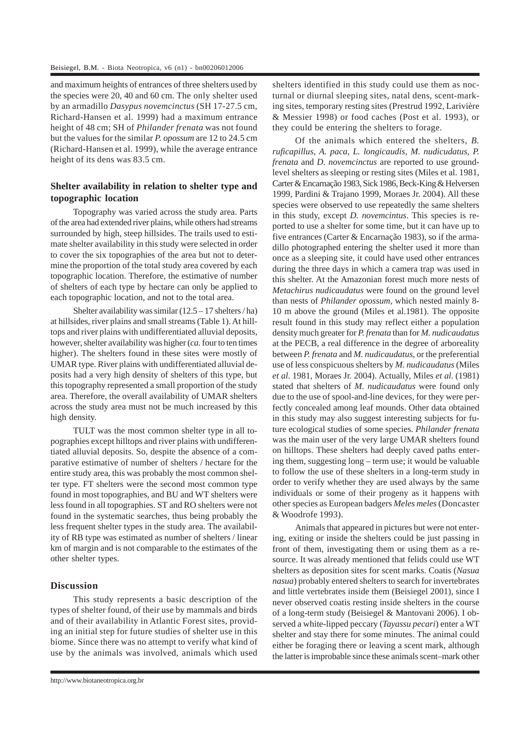and maximum heights of entrances of three shelters used by the species were 20, 40 and 60 cm. The only shelter used by an armadillo *Dasypus novemcinctus* (SH 17-27.5 cm, Richard-Hansen et al. 1999) had a maximum entrance height of 48 cm; SH of *Philander frenata* was not found but the values for the similar *P. opossum* are 12 to 24.5 cm (Richard-Hansen et al. 1999), while the average entrance height of its dens was 83.5 cm.

## Shelter availability in relation to shelter type and topographic location

Topography was varied across the study area. Parts of the area had extended river plains, while others had streams surrounded by high, steep hillsides. The trails used to estimate shelter availability in this study were selected in order to cover the six topographies of the area but not to determine the proportion of the total study area covered by each topographic location. Therefore, the estimative of number of shelters of each type by hectare can only be applied to each topographic location, and not to the total area.

Shelter availability was similar (12.5 – 17 shelters / ha) at hillsides, river plains and small streams (Table 1). At hilltops and river plains with undifferentiated alluvial deposits, however, shelter availability was higher (*ca.* four to ten times higher). The shelters found in these sites were mostly of UMAR type. River plains with undifferentiated alluvial deposits had a very high density of shelters of this type, but this topography represented a small proportion of the study area. Therefore, the overall availability of UMAR shelters across the study area must not be much increased by this high density.

TULT was the most common shelter type in all topographies except hilltops and river plains with undifferentiated alluvial deposits. So, despite the absence of a comparative estimative of number of shelters / hectare for the entire study area, this was probably the most common shelter type. FT shelters were the second most common type found in most topographies, and BU and WT shelters were less found in all topographies. ST and RO shelters were not found in the systematic searches, thus being probably the less frequent shelter types in the study area. The availability of RB type was estimated as number of shelters / linear km of margin and is not comparable to the estimates of the other shelter types.

## Discussion

This study represents a basic description of the types of shelter found, of their use by mammals and birds and of their availability in Atlantic Forest sites, providing an initial step for future studies of shelter use in this biome. Since there was no attempt to verify what kind of use by the animals was involved, animals which used shelters identified in this study could use them as nocturnal or diurnal sleeping sites, natal dens, scent-marking sites, temporary resting sites (Prestrud 1992, Larivière & Messier 1998) or food caches (Post et al. 1993), or they could be entering the shelters to forage.

Of the animals which entered the shelters, *B. ruficapillus*, *A. paca*, *L. longicaudis*, *M. nudicudatus*, *P. frenata* and *D. novemcinctus* are reported to use ground-level shelters as sleeping or resting sites (Miles et al. 1981, Carter & Encarnação 1983, Sick 1986, Beck-King & Helversen 1999, Pardini & Trajano 1999, Moraes Jr. 2004). All these species were observed to use repeatedly the same shelters in this study, except *D. novemcintus*. This species is reported to use a shelter for some time, but it can have up to five entrances (Carter & Encarnação 1983), so if the armadillo photographed entering the shelter used it more than once as a sleeping site, it could have used other entrances during the three days in which a camera trap was used in this shelter. At the Amazonian forest much more nests of *Metachirus nudicaudatus* were found on the ground level than nests of *Philander opossum*, which nested mainly 8-10 m above the ground (Miles et al.1981). The opposite result found in this study may reflect either a population density much greater for *P. frenata* than for *M. nudicaudatus* at the PECB, a real difference in the degree of arboreality between *P. frenata* and *M. nudicaudatus*, or the preferential use of less conspicuous shelters by *M. nudicaudatus* (Miles *et al.* 1981, Moraes Jr. 2004). Actually, Miles *et al.* (1981) stated that shelters of *M. nudicaudatus* were found only due to the use of spool-and-line devices, for they were perfectly concealed among leaf mounds. Other data obtained in this study may also suggest interesting subjects for future ecological studies of some species. *Philander frenata* was the main user of the very large UMAR shelters found on hilltops. These shelters had deeply caved paths entering them, suggesting long – term use; it would be valuable to follow the use of these shelters in a long-term study in order to verify whether they are used always by the same individuals or some of their progeny as it happens with other species as European badgers *Meles meles* (Doncaster & Woodrofe 1993).

Animals that appeared in pictures but were not entering, exiting or inside the shelters could be just passing in front of them, investigating them or using them as a resource. It was already mentioned that felids could use WT shelters as deposition sites for scent marks. Coatis (*Nasua nasua*) probably entered shelters to search for invertebrates and little vertebrates inside them (Beisiegel 2001), since I never observed coatis resting inside shelters in the course of a long-term study (Beisiegel & Mantovani 2006). I observed a white-lipped peccary (*Tayassu pecari*) enter a WT shelter and stay there for some minutes. The animal could either be foraging there or leaving a scent mark, although the latter is improbable since these animals scent–mark other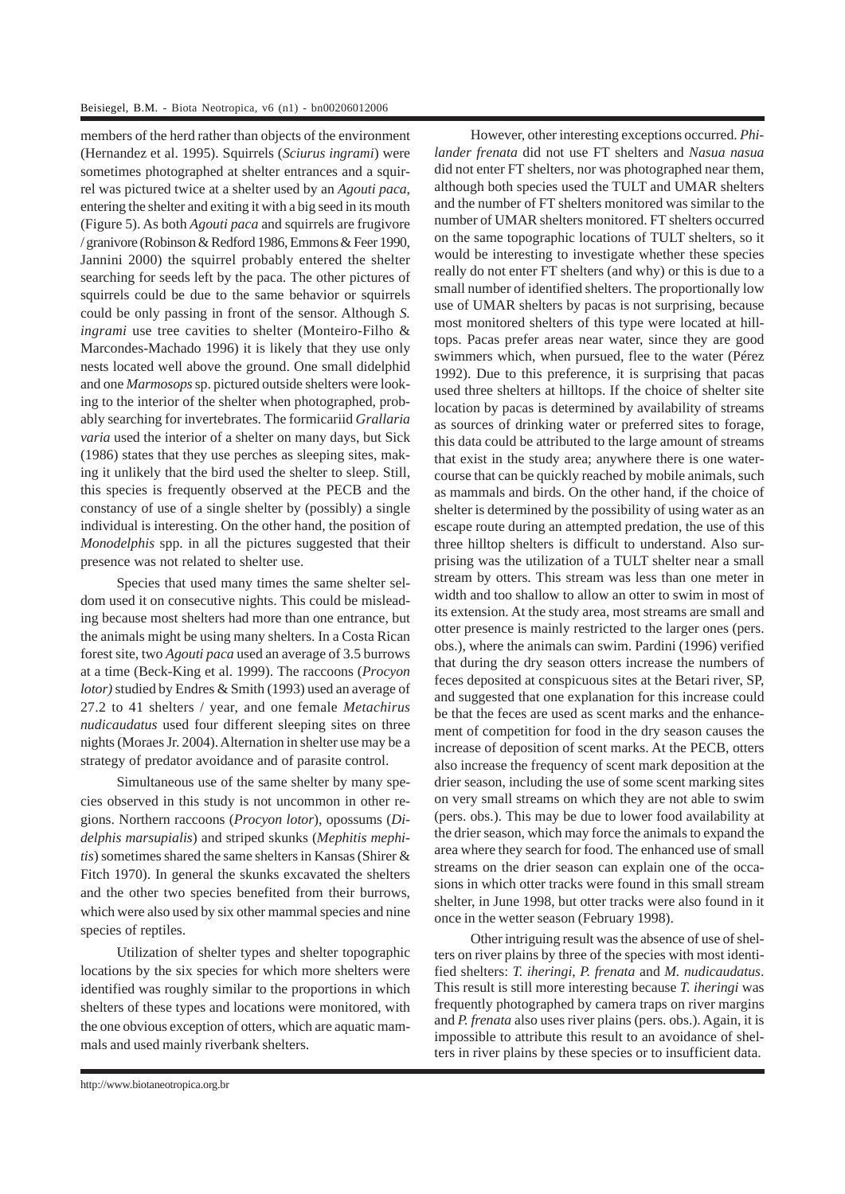members of the herd rather than objects of the environment (Hernandez et al. 1995). Squirrels (*Sciurus ingrami*) were sometimes photographed at shelter entrances and a squirrel was pictured twice at a shelter used by an *Agouti paca*, entering the shelter and exiting it with a big seed in its mouth (Figure 5). As both *Agouti paca* and squirrels are frugivore / granivore (Robinson & Redford 1986, Emmons & Feer 1990, Jannini 2000) the squirrel probably entered the shelter searching for seeds left by the paca. The other pictures of squirrels could be due to the same behavior or squirrels could be only passing in front of the sensor. Although *S. ingrami* use tree cavities to shelter (Monteiro-Filho & Marcondes-Machado 1996) it is likely that they use only nests located well above the ground. One small didelphid and one *Marmosops* sp. pictured outside shelters were looking to the interior of the shelter when photographed, probably searching for invertebrates. The formicariid *Grallaria varia* used the interior of a shelter on many days, but Sick (1986) states that they use perches as sleeping sites, making it unlikely that the bird used the shelter to sleep. Still, this species is frequently observed at the PECB and the constancy of use of a single shelter by (possibly) a single individual is interesting. On the other hand, the position of *Monodelphis* spp. in all the pictures suggested that their presence was not related to shelter use.

Species that used many times the same shelter seldom used it on consecutive nights. This could be misleading because most shelters had more than one entrance, but the animals might be using many shelters. In a Costa Rican forest site, two *Agouti paca* used an average of 3.5 burrows at a time (Beck-King et al. 1999). The raccoons (*Procyon lotor)* studied by Endres & Smith (1993) used an average of 27.2 to 41 shelters / year, and one female *Metachirus nudicaudatus* used four different sleeping sites on three nights (Moraes Jr. 2004). Alternation in shelter use may be a strategy of predator avoidance and of parasite control.

Simultaneous use of the same shelter by many species observed in this study is not uncommon in other regions. Northern raccoons (*Procyon lotor*), opossums (*Didelphis marsupialis*) and striped skunks (*Mephitis mephitis*) sometimes shared the same shelters in Kansas (Shirer & Fitch 1970). In general the skunks excavated the shelters and the other two species benefited from their burrows, which were also used by six other mammal species and nine species of reptiles.

Utilization of shelter types and shelter topographic locations by the six species for which more shelters were identified was roughly similar to the proportions in which shelters of these types and locations were monitored, with the one obvious exception of otters, which are aquatic mammals and used mainly riverbank shelters.

However, other interesting exceptions occurred. *Philander frenata* did not use FT shelters and *Nasua nasua* did not enter FT shelters, nor was photographed near them, although both species used the TULT and UMAR shelters and the number of FT shelters monitored was similar to the number of UMAR shelters monitored. FT shelters occurred on the same topographic locations of TULT shelters, so it would be interesting to investigate whether these species really do not enter FT shelters (and why) or this is due to a small number of identified shelters. The proportionally low use of UMAR shelters by pacas is not surprising, because most monitored shelters of this type were located at hilltops. Pacas prefer areas near water, since they are good swimmers which, when pursued, flee to the water (Pérez 1992). Due to this preference, it is surprising that pacas used three shelters at hilltops. If the choice of shelter site location by pacas is determined by availability of streams as sources of drinking water or preferred sites to forage, this data could be attributed to the large amount of streams that exist in the study area; anywhere there is one watercourse that can be quickly reached by mobile animals, such as mammals and birds. On the other hand, if the choice of shelter is determined by the possibility of using water as an escape route during an attempted predation, the use of this three hilltop shelters is difficult to understand. Also surprising was the utilization of a TULT shelter near a small stream by otters. This stream was less than one meter in width and too shallow to allow an otter to swim in most of its extension. At the study area, most streams are small and otter presence is mainly restricted to the larger ones (pers. obs.), where the animals can swim. Pardini (1996) verified that during the dry season otters increase the numbers of feces deposited at conspicuous sites at the Betari river, SP, and suggested that one explanation for this increase could be that the feces are used as scent marks and the enhancement of competition for food in the dry season causes the increase of deposition of scent marks. At the PECB, otters also increase the frequency of scent mark deposition at the drier season, including the use of some scent marking sites on very small streams on which they are not able to swim (pers. obs.). This may be due to lower food availability at the drier season, which may force the animals to expand the area where they search for food. The enhanced use of small streams on the drier season can explain one of the occasions in which otter tracks were found in this small stream shelter, in June 1998, but otter tracks were also found in it once in the wetter season (February 1998).

Other intriguing result was the absence of use of shelters on river plains by three of the species with most identified shelters: *T. iheringi*, *P. frenata* and *M. nudicaudatus*. This result is still more interesting because *T. iheringi* was frequently photographed by camera traps on river margins and *P. frenata* also uses river plains (pers. obs.). Again, it is impossible to attribute this result to an avoidance of shelters in river plains by these species or to insufficient data.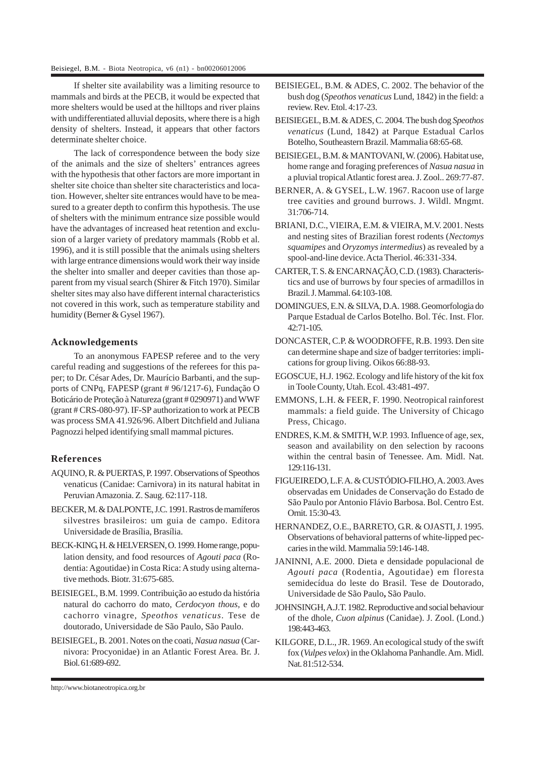If shelter site availability was a limiting resource to mammals and birds at the PECB, it would be expected that more shelters would be used at the hilltops and river plains with undifferentiated alluvial deposits, where there is a high density of shelters. Instead, it appears that other factors determinate shelter choice.

The lack of correspondence between the body size of the animals and the size of shelters' entrances agrees with the hypothesis that other factors are more important in shelter site choice than shelter site characteristics and location. However, shelter site entrances would have to be measured to a greater depth to confirm this hypothesis. The use of shelters with the minimum entrance size possible would have the advantages of increased heat retention and exclusion of a larger variety of predatory mammals (Robb et al. 1996), and it is still possible that the animals using shelters with large entrance dimensions would work their way inside the shelter into smaller and deeper cavities than those apparent from my visual search (Shirer & Fitch 1970). Similar shelter sites may also have different internal characteristics not covered in this work, such as temperature stability and humidity (Berner & Gysel 1967).

## Acknowledgements

To an anonymous FAPESP referee and to the very careful reading and suggestions of the referees for this paper; to Dr. César Ades, Dr. Maurício Barbanti, and the supports of CNPq, FAPESP (grant # 96/1217-6), Fundação O Boticário de Proteção à Natureza (grant # 0290971) and WWF (grant # CRS-080-97). IF-SP authorization to work at PECB was process SMA 41.926/96. Albert Ditchfield and Juliana Pagnozzi helped identifying small mammal pictures.

## References

AQUINO, R. & PUERTAS, P. 1997. Observations of Speothos venaticus (Canidae: Carnivora) in its natural habitat in Peruvian Amazonia. Z. Saug. 62:117-118.

BECKER, M. & DALPONTE, J.C. 1991. Rastros de mamíferos silvestres brasileiros: um guia de campo. Editora Universidade de Brasília, Brasília.

BECK-KING, H. & HELVERSEN, O. 1999. Home range, population density, and food resources of *Agouti paca* (Rodentia: Agoutidae) in Costa Rica: A study using alternative methods. Biotr. 31:675-685.

BEISIEGEL, B.M. 1999. Contribuição ao estudo da história natural do cachorro do mato, *Cerdocyon thous*, e do cachorro vinagre, *Speothos venaticus*. Tese de doutorado, Universidade de São Paulo, São Paulo.

BEISIEGEL, B. 2001. Notes on the coati, *Nasua nasua* (Carnivora: Procyonidae) in an Atlantic Forest Area. Br. J. Biol. 61:689-692.

BEISIEGEL, B.M. & ADES, C. 2002. The behavior of the bush dog (*Speothos venaticus* Lund, 1842) in the field: a review. Rev. Etol. 4:17-23.

BEISIEGEL, B.M. & ADES, C. 2004. The bush dog *Speothos venaticus* (Lund, 1842) at Parque Estadual Carlos Botelho, Southeastern Brazil. Mammalia 68:65-68.

BEISIEGEL, B.M. & MANTOVANI, W. (2006). Habitat use, home range and foraging preferences of *Nasua nasua* in a pluvial tropical Atlantic forest area. J. Zool.. 269:77-87.

BERNER, A. & GYSEL, L.W. 1967. Racoon use of large tree cavities and ground burrows. J. Wildl. Mngmt. 31:706-714.

BRIANI, D.C., VIEIRA, E.M. & VIEIRA, M.V. 2001. Nests and nesting sites of Brazilian forest rodents (*Nectomys squamipes* and *Oryzomys intermedius*) as revealed by a spool-and-line device. Acta Theriol. 46:331-334.

CARTER, T. S. & ENCARNAÇÃO, C.D. (1983). Characteristics and use of burrows by four species of armadillos in Brazil. J. Mammal. 64:103-108.

DOMINGUES, E.N. & SILVA, D.A. 1988. Geomorfologia do Parque Estadual de Carlos Botelho. Bol. Téc. Inst. Flor. 42:71-105.

DONCASTER, C.P. & WOODROFFE, R.B. 1993. Den site can determine shape and size of badger territories: implications for group living. Oikos 66:88-93.

EGOSCUE, H.J. 1962. Ecology and life history of the kit fox in Toole County, Utah. Ecol. 43:481-497.

EMMONS, L.H. & FEER, F. 1990. Neotropical rainforest mammals: a field guide. The University of Chicago Press, Chicago.

ENDRES, K.M. & SMITH, W.P. 1993. Influence of age, sex, season and availability on den selection by racoons within the central basin of Tenessee. Am. Midl. Nat. 129:116-131.

FIGUEIREDO, L.F. A. & CUSTÓDIO-FILHO, A. 2003. Aves observadas em Unidades de Conservação do Estado de São Paulo por Antonio Flávio Barbosa. Bol. Centro Est. Ornit. 15:30-43.

HERNANDEZ, O.E., BARRETO, G.R. & OJASTI, J. 1995. Observations of behavioral patterns of white-lipped peccaries in the wild. Mammalia 59:146-148.

JANINNI, A.E. 2000. Dieta e densidade populacional de *Agouti paca* (Rodentia, Agoutidae) em floresta semidecídua do leste do Brasil. Tese de Doutorado, Universidade de São Paulo**,** São Paulo.

JOHNSINGH, A.J.T. 1982. Reproductive and social behaviour of the dhole, *Cuon alpinus* (Canidae). J. Zool. (Lond.) 198:443-463.

KILGORE, D.L., JR. 1969. An ecological study of the swift fox (*Vulpes velox*) in the Oklahoma Panhandle. Am. Midl. Nat. 81:512-534.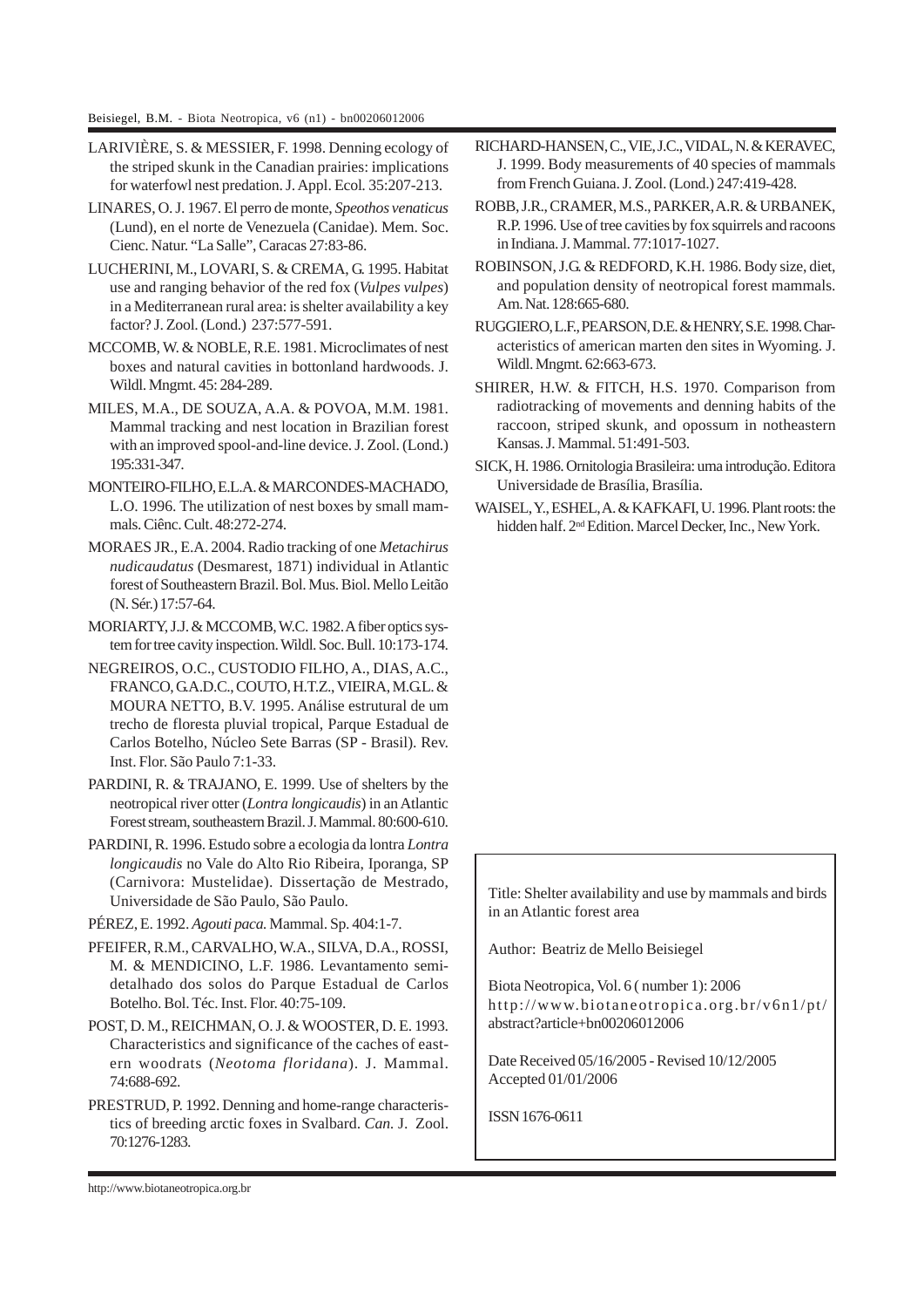LARIVIÈRE, S. & MESSIER, F. 1998. Denning ecology of the striped skunk in the Canadian prairies: implications for waterfowl nest predation. J. Appl. Ecol. 35:207-213.

LINARES, O. J. 1967. El perro de monte, *Speothos venaticus* (Lund), en el norte de Venezuela (Canidae). Mem. Soc. Cienc. Natur. "La Salle", Caracas 27:83-86.

LUCHERINI, M., LOVARI, S. & CREMA, G. 1995. Habitat use and ranging behavior of the red fox (*Vulpes vulpes*) in a Mediterranean rural area: is shelter availability a key factor? J. Zool. (Lond.) 237:577-591.

MCCOMB, W. & NOBLE, R.E. 1981. Microclimates of nest boxes and natural cavities in bottonland hardwoods. J. Wildl. Mngmt. 45: 284-289.

MILES, M.A., DE SOUZA, A.A. & POVOA, M.M. 1981. Mammal tracking and nest location in Brazilian forest with an improved spool-and-line device. J. Zool. (Lond.) 195:331-347.

MONTEIRO-FILHO, E.L.A. & MARCONDES-MACHADO, L.O. 1996. The utilization of nest boxes by small mammals. Ciênc. Cult. 48:272-274.

MORAES JR., E.A. 2004. Radio tracking of one *Metachirus nudicaudatus* (Desmarest, 1871) individual in Atlantic forest of Southeastern Brazil. Bol. Mus. Biol. Mello Leitão (N. Sér.) 17:57-64.

MORIARTY, J.J. & MCCOMB, W.C. 1982. A fiber optics system for tree cavity inspection. Wildl. Soc. Bull. 10:173-174.

NEGREIROS, O.C., CUSTODIO FILHO, A., DIAS, A.C., FRANCO, G.A.D.C., COUTO, H.T.Z., VIEIRA, M.G.L. & MOURA NETTO, B.V. 1995. Análise estrutural de um trecho de floresta pluvial tropical, Parque Estadual de Carlos Botelho, Núcleo Sete Barras (SP - Brasil). Rev. Inst. Flor. São Paulo 7:1-33.

PARDINI, R. & TRAJANO, E. 1999. Use of shelters by the neotropical river otter (*Lontra longicaudis*) in an Atlantic Forest stream, southeastern Brazil. J. Mammal. 80:600-610.

PARDINI, R. 1996. Estudo sobre a ecologia da lontra *Lontra longicaudis* no Vale do Alto Rio Ribeira, Iporanga, SP (Carnivora: Mustelidae). Dissertação de Mestrado, Universidade de São Paulo, São Paulo.

PÉREZ, E. 1992. *Agouti paca.* Mammal. Sp. 404:1-7.

PFEIFER, R.M., CARVALHO, W.A., SILVA, D.A., ROSSI, M. & MENDICINO, L.F. 1986. Levantamento semidetalhado dos solos do Parque Estadual de Carlos Botelho. Bol. Téc. Inst. Flor. 40:75-109.

POST, D. M., REICHMAN, O. J. & WOOSTER, D. E. 1993. Characteristics and significance of the caches of eastern woodrats (*Neotoma floridana*). J. Mammal. 74:688-692.

PRESTRUD, P. 1992. Denning and home-range characteristics of breeding arctic foxes in Svalbard. *Can.* J. Zool. 70:1276-1283.

RICHARD-HANSEN, C., VIE, J.C., VIDAL, N. & KERAVEC, J. 1999. Body measurements of 40 species of mammals from French Guiana. J. Zool. (Lond.) 247:419-428.

ROBB, J.R., CRAMER, M.S., PARKER, A.R. & URBANEK, R.P. 1996. Use of tree cavities by fox squirrels and racoons in Indiana. J. Mammal. 77:1017-1027.

ROBINSON, J.G. & REDFORD, K.H. 1986. Body size, diet, and population density of neotropical forest mammals. Am. Nat. 128:665-680.

RUGGIERO, L.F., PEARSON, D.E. & HENRY, S.E. 1998. Characteristics of american marten den sites in Wyoming. J. Wildl. Mngmt. 62:663-673.

SHIRER, H.W. & FITCH, H.S. 1970. Comparison from radiotracking of movements and denning habits of the raccoon, striped skunk, and opossum in notheastern Kansas. J. Mammal. 51:491-503.

SICK, H. 1986. Ornitologia Brasileira: uma introdução. Editora Universidade de Brasília, Brasília.

WAISEL, Y., ESHEL, A. & KAFKAFI, U. 1996. Plant roots: the hidden half. 2nd Edition. Marcel Decker, Inc., New York.

Title: Shelter availability and use by mammals and birds in an Atlantic forest area

Author: Beatriz de Mello Beisiegel

Biota Neotropica, Vol. 6 ( number 1): 2006
http://www.biotaneotropica.org.br/v6n1/pt/abstract?article+bn00206012006

Date Received 05/16/2005 - Revised 10/12/2005
Accepted 01/01/2006

ISSN 1676-0611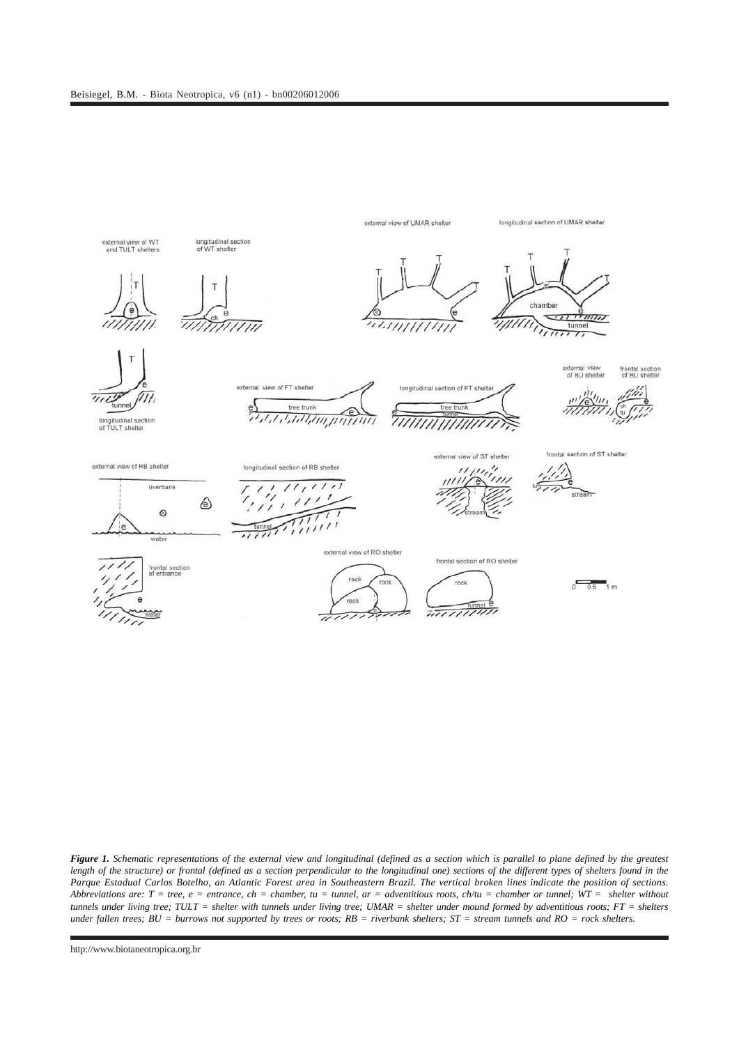*Figure 1. Schematic representations of the external view and longitudinal (defined as a section which is parallel to plane defined by the greatest length of the structure) or frontal (defined as a section perpendicular to the longitudinal one) sections of the different types of shelters found in the Parque Estadual Carlos Botelho, an Atlantic Forest area in Southeastern Brazil. The vertical broken lines indicate the position of sections. Abbreviations are: T = tree, e = entrance, ch = chamber, tu = tunnel, ar = adventitious roots, ch/tu = chamber or tunnel; WT = shelter without tunnels under living tree; TULT = shelter with tunnels under living tree; UMAR = shelter under mound formed by adventitious roots; FT = shelters under fallen trees; BU = burrows not supported by trees or roots; RB = riverbank shelters; ST = stream tunnels and RO = rock shelters.*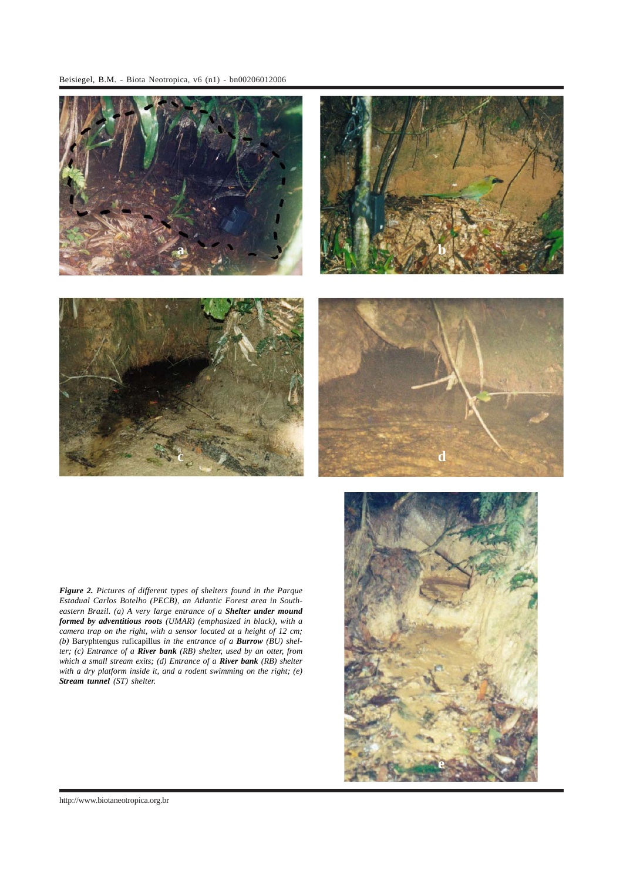*Figure 2. Pictures of different types of shelters found in the Parque Estadual Carlos Botelho (PECB), an Atlantic Forest area in South-eastern Brazil. (a) A very large entrance of a* ***Shelter under mound formed by adventitious roots*** *(UMAR) (emphasized in black), with a camera trap on the right, with a sensor located at a height of 12 cm; (b)* Baryphtengus ruficapillus *in the entrance of a* ***Burrow*** *(BU) shelter; (c) Entrance of a* ***River bank*** *(RB) shelter, used by an otter, from which a small stream exits; (d) Entrance of a* ***River bank*** *(RB) shelter with a dry platform inside it, and a rodent swimming on the right; (e)* ***Stream tunnel*** *(ST) shelter.*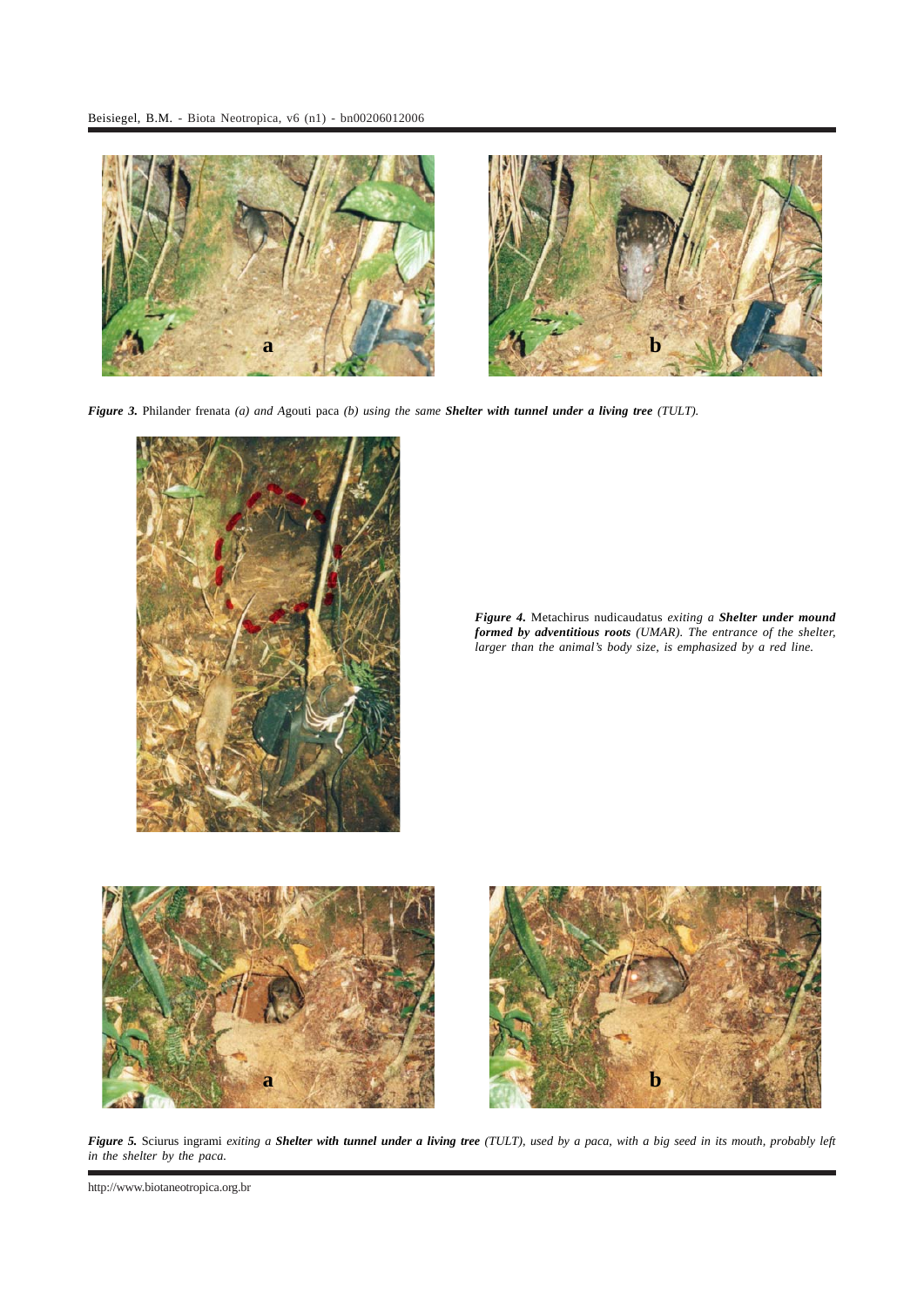*Figure 3.* Philander frenata *(a) and* Agouti paca *(b) using the same* ***Shelter with tunnel under a living tree*** *(TULT).*

*Figure 4.* Metachirus nudicaudatus *exiting a* ***Shelter under mound formed by adventitious roots*** *(UMAR). The entrance of the shelter, larger than the animal's body size, is emphasized by a red line.*

*Figure 5.* Sciurus ingrami *exiting a* ***Shelter with tunnel under a living tree*** *(TULT), used by a paca, with a big seed in its mouth, probably left in the shelter by the paca.*